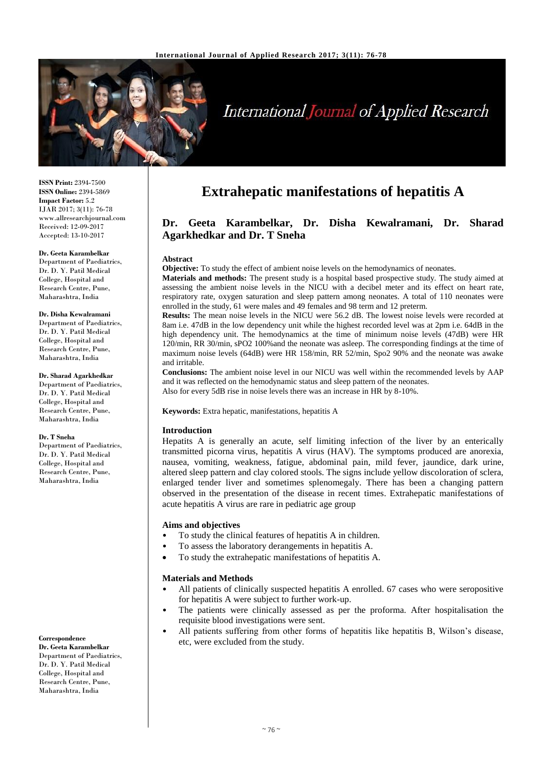# Extrahepatic manifestations of hepatitis A

## Dr. Geeta Karambelkar, Dr. Disha Kewalramani, Dr. Sharad Agarkhedkar and Dr. T Sneha

**ISSN Print:** 2394-7500
**ISSN Online:** 2394-5869
**Impact Factor:** 5.2
IJAR 2017; 3(11): 76-78
www.allresearchjournal.com
Received: 12-09-2017
Accepted: 13-10-2017

**Dr. Geeta Karambelkar**
Department of Paediatrics, Dr. D. Y. Patil Medical College, Hospital and Research Centre, Pune, Maharashtra, India

**Dr. Disha Kewalramani**
Department of Paediatrics, Dr. D. Y. Patil Medical College, Hospital and Research Centre, Pune, Maharashtra, India

**Dr. Sharad Agarkhedkar**
Department of Paediatrics, Dr. D. Y. Patil Medical College, Hospital and Research Centre, Pune, Maharashtra, India

**Dr. T Sneha**
Department of Paediatrics, Dr. D. Y. Patil Medical College, Hospital and Research Centre, Pune, Maharashtra, India

**Correspondence**
**Dr. Geeta Karambelkar**
Department of Paediatrics, Dr. D. Y. Patil Medical College, Hospital and Research Centre, Pune, Maharashtra, India

### Abstract

**Objective:** To study the effect of ambient noise levels on the hemodynamics of neonates.

**Materials and methods:** The present study is a hospital based prospective study. The study aimed at assessing the ambient noise levels in the NICU with a decibel meter and its effect on heart rate, respiratory rate, oxygen saturation and sleep pattern among neonates. A total of 110 neonates were enrolled in the study, 61 were males and 49 females and 98 term and 12 preterm.

**Results:** The mean noise levels in the NICU were 56.2 dB. The lowest noise levels were recorded at 8am i.e. 47dB in the low dependency unit while the highest recorded level was at 2pm i.e. 64dB in the high dependency unit. The hemodynamics at the time of minimum noise levels (47dB) were HR 120/min, RR 30/min, sPO2 100%and the neonate was asleep. The corresponding findings at the time of maximum noise levels (64dB) were HR 158/min, RR 52/min, Spo2 90% and the neonate was awake and irritable.

**Conclusions:** The ambient noise level in our NICU was well within the recommended levels by AAP and it was reflected on the hemodynamic status and sleep pattern of the neonates.
Also for every 5dB rise in noise levels there was an increase in HR by 8-10%.

**Keywords:** Extra hepatic, manifestations, hepatitis A

### Introduction

Hepatits A is generally an acute, self limiting infection of the liver by an enterically transmitted picorna virus, hepatitis A virus (HAV). The symptoms produced are anorexia, nausea, vomiting, weakness, fatigue, abdominal pain, mild fever, jaundice, dark urine, altered sleep pattern and clay colored stools. The signs include yellow discoloration of sclera, enlarged tender liver and sometimes splenomegaly. There has been a changing pattern observed in the presentation of the disease in recent times. Extrahepatic manifestations of acute hepatitis A virus are rare in pediatric age group

### Aims and objectives

- To study the clinical features of hepatitis A in children.
- To assess the laboratory derangements in hepatitis A.
- To study the extrahepatic manifestations of hepatitis A.

### Materials and Methods

- All patients of clinically suspected hepatitis A enrolled. 67 cases who were seropositive for hepatitis A were subject to further work-up.
- The patients were clinically assessed as per the proforma. After hospitalisation the requisite blood investigations were sent.
- All patients suffering from other forms of hepatitis like hepatitis B, Wilson's disease, etc, were excluded from the study.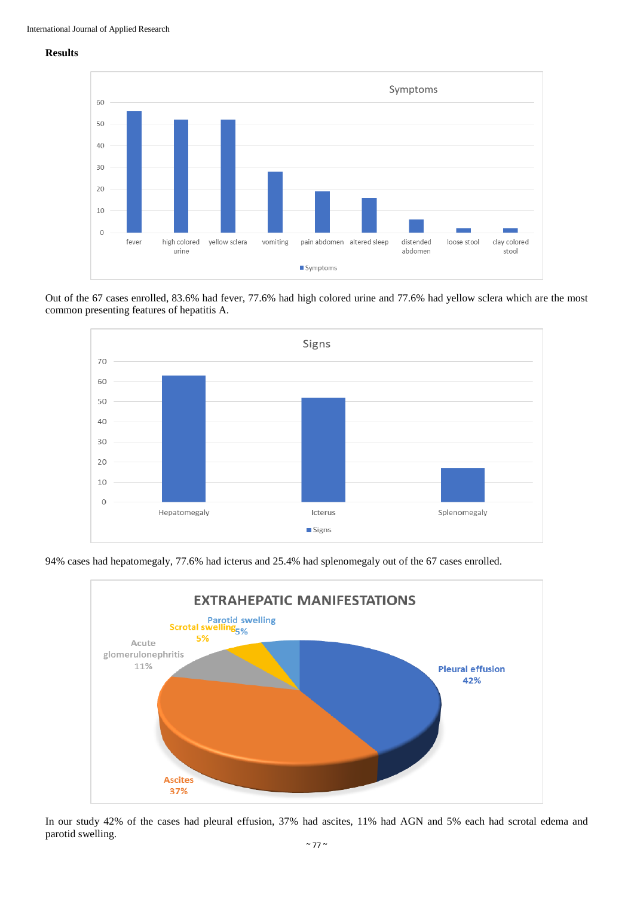## Results

Out of the 67 cases enrolled, 83.6% had fever, 77.6% had high colored urine and 77.6% had yellow sclera which are the most common presenting features of hepatitis A.

94% cases had hepatomegaly, 77.6% had icterus and 25.4% had splenomegaly out of the 67 cases enrolled.

In our study 42% of the cases had pleural effusion, 37% had ascites, 11% had AGN and 5% each had scrotal edema and parotid swelling.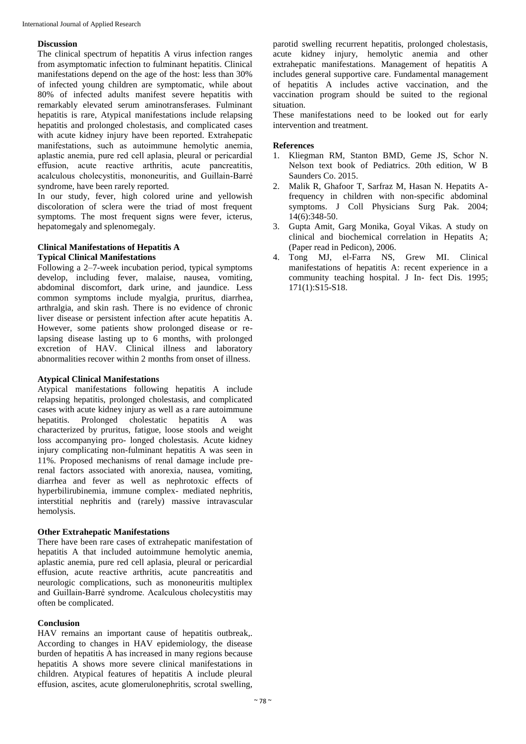### Discussion

The clinical spectrum of hepatitis A virus infection ranges from asymptomatic infection to fulminant hepatitis. Clinical manifestations depend on the age of the host: less than 30% of infected young children are symptomatic, while about 80% of infected adults manifest severe hepatitis with remarkably elevated serum aminotransferases. Fulminant hepatitis is rare, Atypical manifestations include relapsing hepatitis and prolonged cholestasis, and complicated cases with acute kidney injury have been reported. Extrahepatic manifestations, such as autoimmune hemolytic anemia, aplastic anemia, pure red cell aplasia, pleural or pericardial effusion, acute reactive arthritis, acute pancreatitis, acalculous cholecystitis, mononeuritis, and Guillain-Barré syndrome, have been rarely reported.

In our study, fever, high colored urine and yellowish discoloration of sclera were the triad of most frequent symptoms. The most frequent signs were fever, icterus, hepatomegaly and splenomegaly.

### Clinical Manifestations of Hepatitis A

#### Typical Clinical Manifestations

Following a 2–7-week incubation period, typical symptoms develop, including fever, malaise, nausea, vomiting, abdominal discomfort, dark urine, and jaundice. Less common symptoms include myalgia, pruritus, diarrhea, arthralgia, and skin rash. There is no evidence of chronic liver disease or persistent infection after acute hepatitis A. However, some patients show prolonged disease or re-lapsing disease lasting up to 6 months, with prolonged excretion of HAV. Clinical illness and laboratory abnormalities recover within 2 months from onset of illness.

#### Atypical Clinical Manifestations

Atypical manifestations following hepatitis A include relapsing hepatitis, prolonged cholestasis, and complicated cases with acute kidney injury as well as a rare autoimmune hepatitis. Prolonged cholestatic hepatitis A was characterized by pruritus, fatigue, loose stools and weight loss accompanying pro- longed cholestasis. Acute kidney injury complicating non-fulminant hepatitis A was seen in 11%. Proposed mechanisms of renal damage include pre-renal factors associated with anorexia, nausea, vomiting, diarrhea and fever as well as nephrotoxic effects of hyperbilirubinemia, immune complex- mediated nephritis, interstitial nephritis and (rarely) massive intravascular hemolysis.

#### Other Extrahepatic Manifestations

There have been rare cases of extrahepatic manifestation of hepatitis A that included autoimmune hemolytic anemia, aplastic anemia, pure red cell aplasia, pleural or pericardial effusion, acute reactive arthritis, acute pancreatitis and neurologic complications, such as mononeuritis multiplex and Guillain-Barré syndrome. Acalculous cholecystitis may often be complicated.

### Conclusion

HAV remains an important cause of hepatitis outbreak,. According to changes in HAV epidemiology, the disease burden of hepatitis A has increased in many regions because hepatitis A shows more severe clinical manifestations in children. Atypical features of hepatitis A include pleural effusion, ascites, acute glomerulonephritis, scrotal swelling, parotid swelling recurrent hepatitis, prolonged cholestasis, acute kidney injury, hemolytic anemia and other extrahepatic manifestations. Management of hepatitis A includes general supportive care. Fundamental management of hepatitis A includes active vaccination, and the vaccination program should be suited to the regional situation.

These manifestations need to be looked out for early intervention and treatment.

### References

1. Kliegman RM, Stanton BMD, Geme JS, Schor N. Nelson text book of Pediatrics. 20th edition, W B Saunders Co. 2015.
2. Malik R, Ghafoor T, Sarfraz M, Hasan N. Hepatits A-frequency in children with non-specific abdominal symptoms. J Coll Physicians Surg Pak. 2004; 14(6):348-50.
3. Gupta Amit, Garg Monika, Goyal Vikas. A study on clinical and biochemical correlation in Hepatits A; (Paper read in Pedicon), 2006.
4. Tong MJ, el-Farra NS, Grew MI. Clinical manifestations of hepatitis A: recent experience in a community teaching hospital. J In- fect Dis. 1995; 171(1):S15-S18.